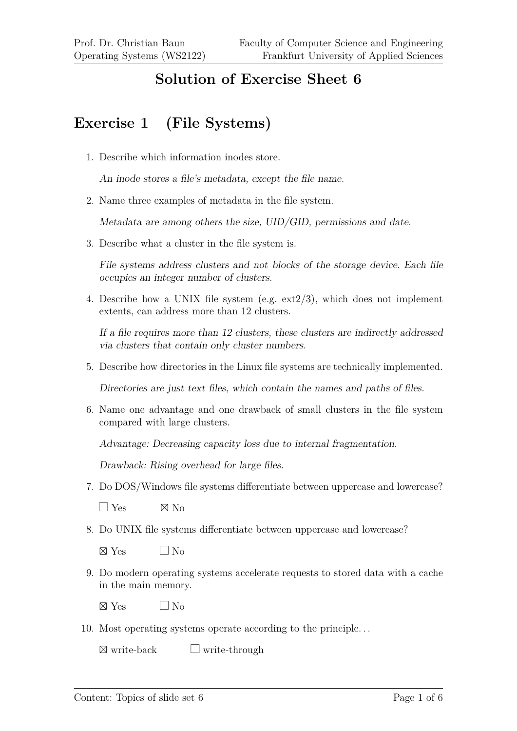# Solution of Exercise Sheet 6

## Exercise 1 (File Systems)

1. Describe which information inodes store.

   *An inode stores a file's metadata, except the file name.*

2. Name three examples of metadata in the file system.

   *Metadata are among others the size, UID/GID, permissions and date.*

3. Describe what a cluster in the file system is.

   *File systems address clusters and not blocks of the storage device. Each file occupies an integer number of clusters.*

4. Describe how a UNIX file system (e.g. ext2/3), which does not implement extents, can address more than 12 clusters.

   *If a file requires more than 12 clusters, these clusters are indirectly addressed via clusters that contain only cluster numbers.*

5. Describe how directories in the Linux file systems are technically implemented.

   *Directories are just text files, which contain the names and paths of files.*

6. Name one advantage and one drawback of small clusters in the file system compared with large clusters.

   *Advantage: Decreasing capacity loss due to internal fragmentation.*

   *Drawback: Rising overhead for large files.*

7. Do DOS/Windows file systems differentiate between uppercase and lowercase?

   ☐ Yes ☒ No

8. Do UNIX file systems differentiate between uppercase and lowercase?

   ☒ Yes ☐ No

9. Do modern operating systems accelerate requests to stored data with a cache in the main memory.

   ☒ Yes ☐ No

10. Most operating systems operate according to the principle...

    ☒ write-back ☐ write-through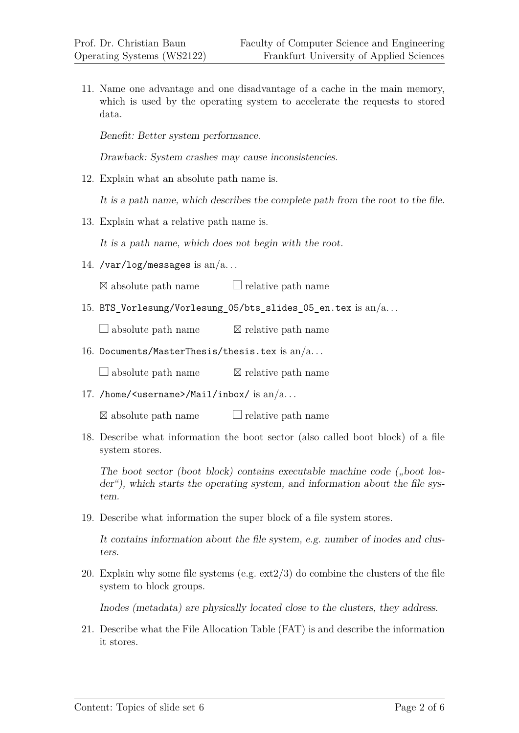11. Name one advantage and one disadvantage of a cache in the main memory, which is used by the operating system to accelerate the requests to stored data.

    *Benefit: Better system performance.*

    *Drawback: System crashes may cause inconsistencies.*

12. Explain what an absolute path name is.

    *It is a path name, which describes the complete path from the root to the file.*

13. Explain what a relative path name is.

    *It is a path name, which does not begin with the root.*

14. `/var/log/messages` is an/a...

    ☒ absolute path name ☐ relative path name

15. `BTS_Vorlesung/Vorlesung_05/bts_slides_05_en.tex` is an/a...

    ☐ absolute path name ☒ relative path name

16. `Documents/MasterThesis/thesis.tex` is an/a...

    ☐ absolute path name ☒ relative path name

17. `/home/<username>/Mail/inbox/` is an/a...

    ☒ absolute path name ☐ relative path name

18. Describe what information the boot sector (also called boot block) of a file system stores.

    *The boot sector (boot block) contains executable machine code („boot loader“), which starts the operating system, and information about the file system.*

19. Describe what information the super block of a file system stores.

    *It contains information about the file system, e.g. number of inodes and clusters.*

20. Explain why some file systems (e.g. ext2/3) do combine the clusters of the file system to block groups.

    *Inodes (metadata) are physically located close to the clusters, they address.*

21. Describe what the File Allocation Table (FAT) is and describe the information it stores.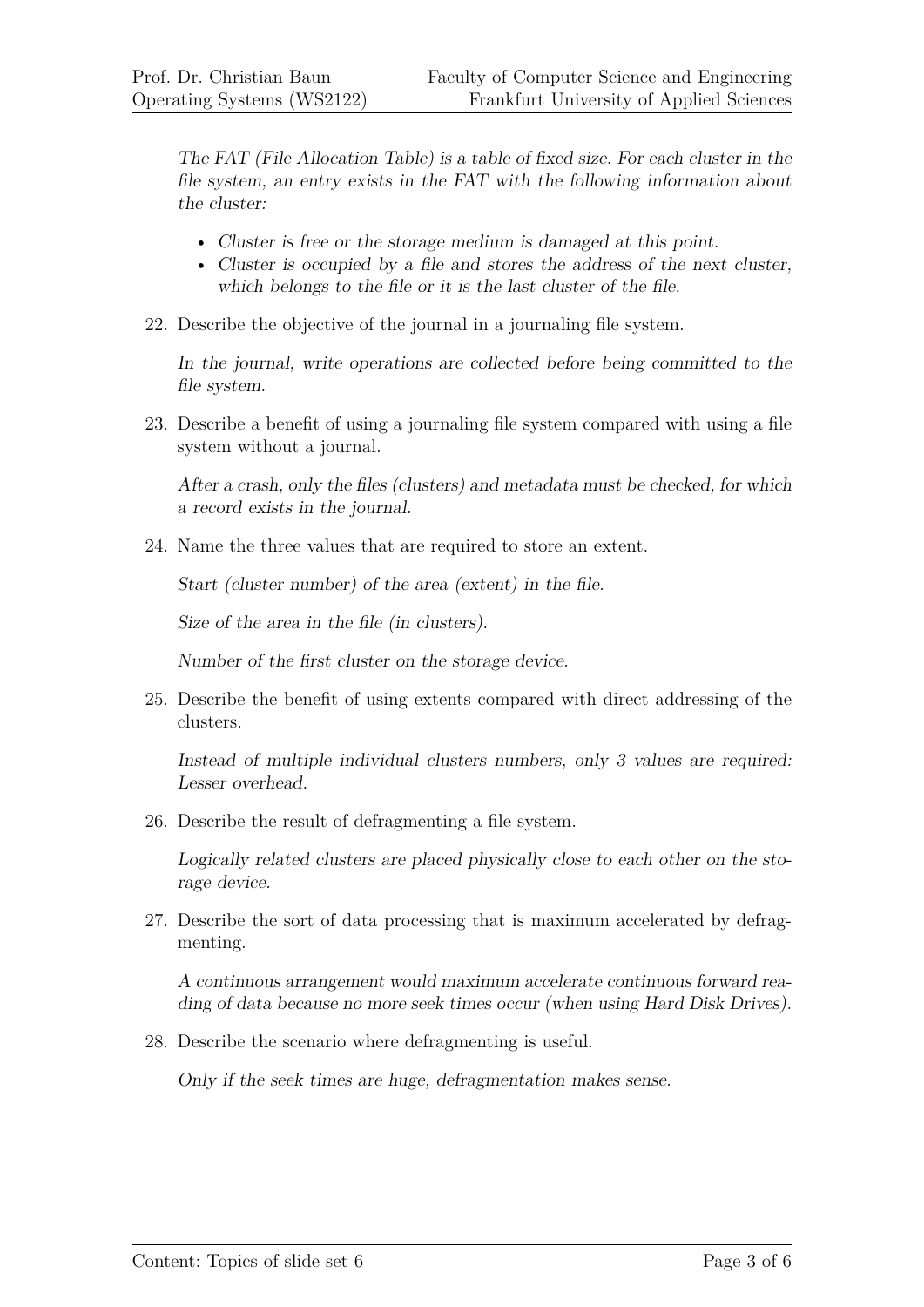*The FAT (File Allocation Table) is a table of fixed size. For each cluster in the file system, an entry exists in the FAT with the following information about the cluster:*

- *Cluster is free or the storage medium is damaged at this point.*
- *Cluster is occupied by a file and stores the address of the next cluster, which belongs to the file or it is the last cluster of the file.*

22. Describe the objective of the journal in a journaling file system.

    *In the journal, write operations are collected before being committed to the file system.*

23. Describe a benefit of using a journaling file system compared with using a file system without a journal.

    *After a crash, only the files (clusters) and metadata must be checked, for which a record exists in the journal.*

24. Name the three values that are required to store an extent.

    *Start (cluster number) of the area (extent) in the file.*

    *Size of the area in the file (in clusters).*

    *Number of the first cluster on the storage device.*

25. Describe the benefit of using extents compared with direct addressing of the clusters.

    *Instead of multiple individual clusters numbers, only 3 values are required: Lesser overhead.*

26. Describe the result of defragmenting a file system.

    *Logically related clusters are placed physically close to each other on the storage device.*

27. Describe the sort of data processing that is maximum accelerated by defragmenting.

    *A continuous arrangement would maximum accelerate continuous forward reading of data because no more seek times occur (when using Hard Disk Drives).*

28. Describe the scenario where defragmenting is useful.

    *Only if the seek times are huge, defragmentation makes sense.*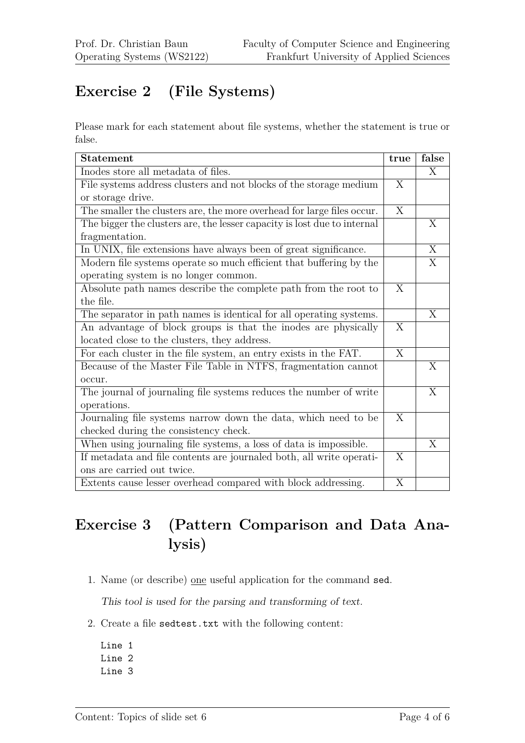## Exercise 2 (File Systems)

Please mark for each statement about file systems, whether the statement is true or false.

| Statement | true | false |
|---|---|---|
| Inodes store all metadata of files. | | X |
| File systems address clusters and not blocks of the storage medium or storage drive. | X | |
| The smaller the clusters are, the more overhead for large files occur. | X | |
| The bigger the clusters are, the lesser capacity is lost due to internal fragmentation. | | X |
| In UNIX, file extensions have always been of great significance. | | X |
| Modern file systems operate so much efficient that buffering by the operating system is no longer common. | | X |
| Absolute path names describe the complete path from the root to the file. | X | |
| The separator in path names is identical for all operating systems. | | X |
| An advantage of block groups is that the inodes are physically located close to the clusters, they address. | X | |
| For each cluster in the file system, an entry exists in the FAT. | X | |
| Because of the Master File Table in NTFS, fragmentation cannot occur. | | X |
| The journal of journaling file systems reduces the number of write operations. | | X |
| Journaling file systems narrow down the data, which need to be checked during the consistency check. | X | |
| When using journaling file systems, a loss of data is impossible. | | X |
| If metadata and file contents are journaled both, all write operations are carried out twice. | X | |
| Extents cause lesser overhead compared with block addressing. | X | |

## Exercise 3 (Pattern Comparison and Data Analysis)

1. Name (or describe) one useful application for the command `sed`.

   *This tool is used for the parsing and transforming of text.*

2. Create a file `sedtest.txt` with the following content:

```
Line 1
Line 2
Line 3
```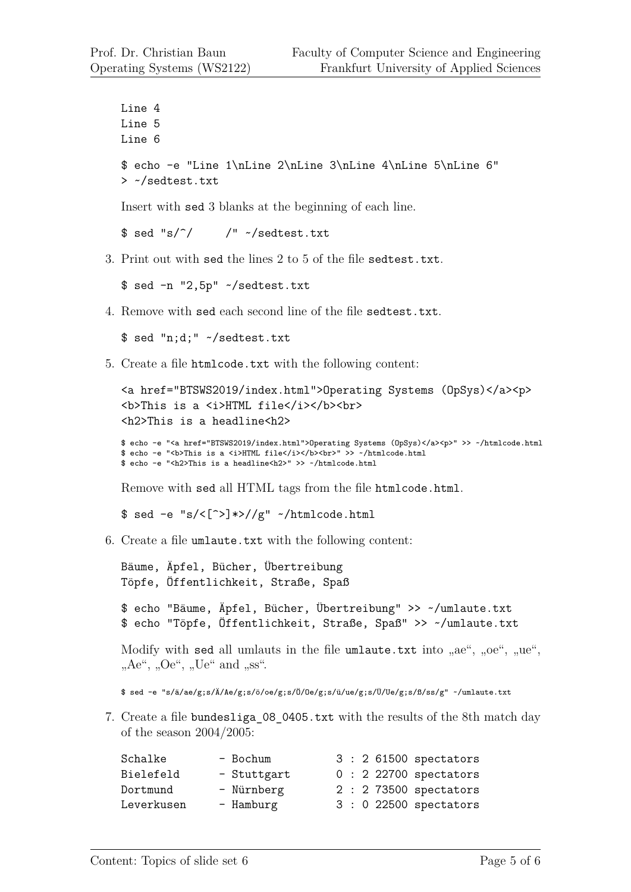```
Line 4
Line 5
Line 6
```

```
$ echo -e "Line 1\nLine 2\nLine 3\nLine 4\nLine 5\nLine 6"
> ~/sedtest.txt
```

Insert with sed 3 blanks at the beginning of each line.

```
$ sed "s/^/   /" ~/sedtest.txt
```

3. Print out with sed the lines 2 to 5 of the file sedtest.txt.

```
$ sed -n "2,5p" ~/sedtest.txt
```

4. Remove with sed each second line of the file sedtest.txt.

```
$ sed "n;d;" ~/sedtest.txt
```

5. Create a file htmlcode.txt with the following content:

```
<a href="BTSWS2019/index.html">Operating Systems (OpSys)</a><p>
<b>This is a <i>HTML file</i></b><br>
<h2>This is a headline<h2>
```

```
$ echo -e "<a href="BTSWS2019/index.html">Operating Systems (OpSys)</a><p>" >> ~/htmlcode.html
$ echo -e "<b>This is a <i>HTML file</i></b><br>" >> ~/htmlcode.html
$ echo -e "<h2>This is a headline<h2>" >> ~/htmlcode.html
```

Remove with sed all HTML tags from the file htmlcode.html.

```
$ sed -e "s/<[^>]*>//g" ~/htmlcode.html
```

6. Create a file umlaute.txt with the following content:

```
Bäume, Äpfel, Bücher, Übertreibung
Töpfe, Öffentlichkeit, Straße, Spaß
```

```
$ echo "Bäume, Äpfel, Bücher, Übertreibung" >> ~/umlaute.txt
$ echo "Töpfe, Öffentlichkeit, Straße, Spaß" >> ~/umlaute.txt
```

Modify with sed all umlauts in the file umlaute.txt into „ae", „oe", „ue", „Ae", „Oe", „Ue" and „ss".

```
$ sed -e "s/ä/ae/g;s/Ä/Ae/g;s/ö/oe/g;s/Ö/Oe/g;s/ü/ue/g;s/Ü/Ue/g;s/ß/ss/g" ~/umlaute.txt
```

7. Create a file bundesliga_08_0405.txt with the results of the 8th match day of the season 2004/2005:

```
Schalke       - Bochum        3 : 2 61500 spectators
Bielefeld     - Stuttgart     0 : 2 22700 spectators
Dortmund      - Nürnberg      2 : 2 73500 spectators
Leverkusen    - Hamburg       3 : 0 22500 spectators
```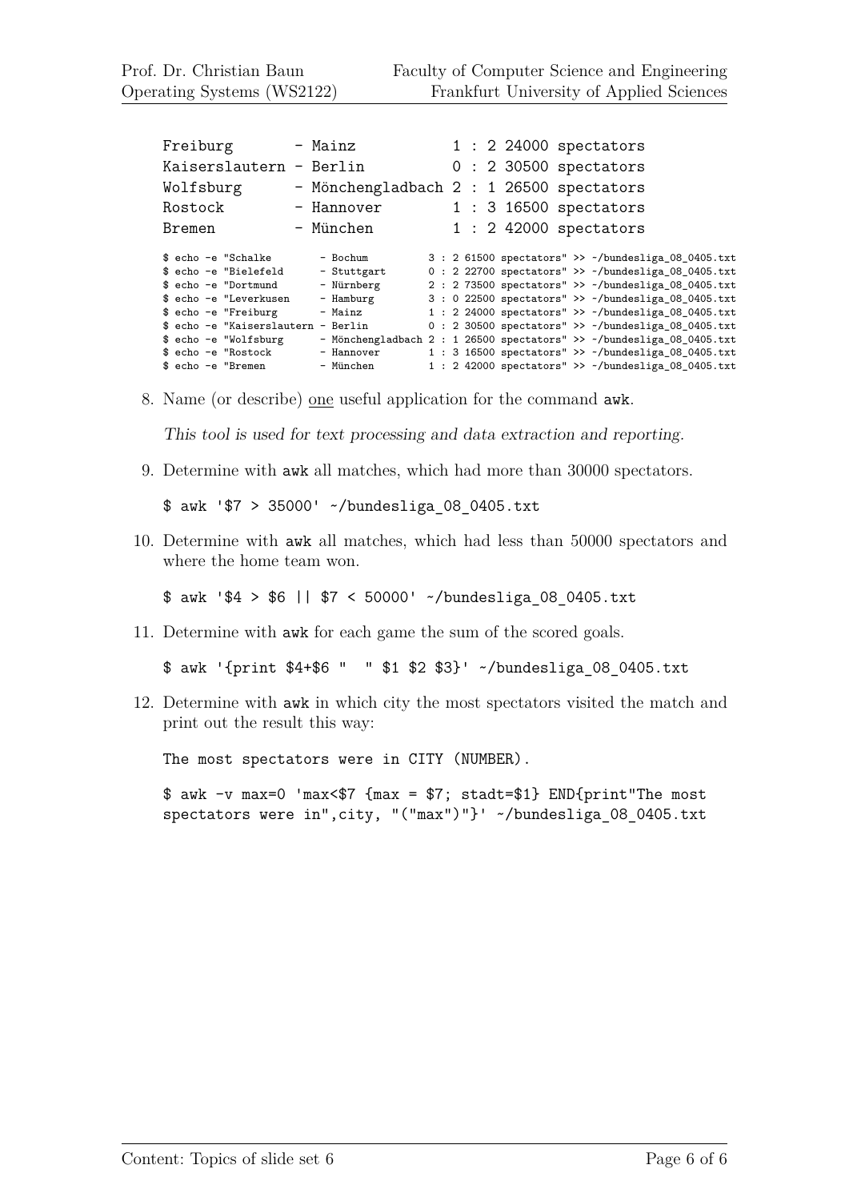```
Freiburg       - Mainz           1 : 2 24000 spectators
Kaiserslautern - Berlin          0 : 2 30500 spectators
Wolfsburg      - Mönchengladbach 2 : 1 26500 spectators
Rostock        - Hannover        1 : 3 16500 spectators
Bremen         - München         1 : 2 42000 spectators
```

```
$ echo -e "Schalke        - Bochum          3 : 2 61500 spectators" >> ~/bundesliga_08_0405.txt
$ echo -e "Bielefeld      - Stuttgart       0 : 2 22700 spectators" >> ~/bundesliga_08_0405.txt
$ echo -e "Dortmund       - Nürnberg        2 : 2 73500 spectators" >> ~/bundesliga_08_0405.txt
$ echo -e "Leverkusen     - Hamburg         3 : 0 22500 spectators" >> ~/bundesliga_08_0405.txt
$ echo -e "Freiburg       - Mainz           1 : 2 24000 spectators" >> ~/bundesliga_08_0405.txt
$ echo -e "Kaiserslautern - Berlin          0 : 2 30500 spectators" >> ~/bundesliga_08_0405.txt
$ echo -e "Wolfsburg      - Mönchengladbach 2 : 1 26500 spectators" >> ~/bundesliga_08_0405.txt
$ echo -e "Rostock        - Hannover        1 : 3 16500 spectators" >> ~/bundesliga_08_0405.txt
$ echo -e "Bremen         - München         1 : 2 42000 spectators" >> ~/bundesliga_08_0405.txt
```

8. Name (or describe) one useful application for the command `awk`.

   *This tool is used for text processing and data extraction and reporting.*

9. Determine with `awk` all matches, which had more than 30000 spectators.

   ```
   $ awk '$7 > 35000' ~/bundesliga_08_0405.txt
   ```

10. Determine with `awk` all matches, which had less than 50000 spectators and where the home team won.

    ```
    $ awk '$4 > $6 || $7 < 50000' ~/bundesliga_08_0405.txt
    ```

11. Determine with `awk` for each game the sum of the scored goals.

    ```
    $ awk '{print $4+$6 "   " $1 $2 $3}' ~/bundesliga_08_0405.txt
    ```

12. Determine with `awk` in which city the most spectators visited the match and print out the result this way:

    ```
    The most spectators were in CITY (NUMBER).
    ```

    ```
    $ awk -v max=0 'max<$7 {max = $7; stadt=$1} END{print"The most
    spectators were in",city, "("max")"}' ~/bundesliga_08_0405.txt
    ```